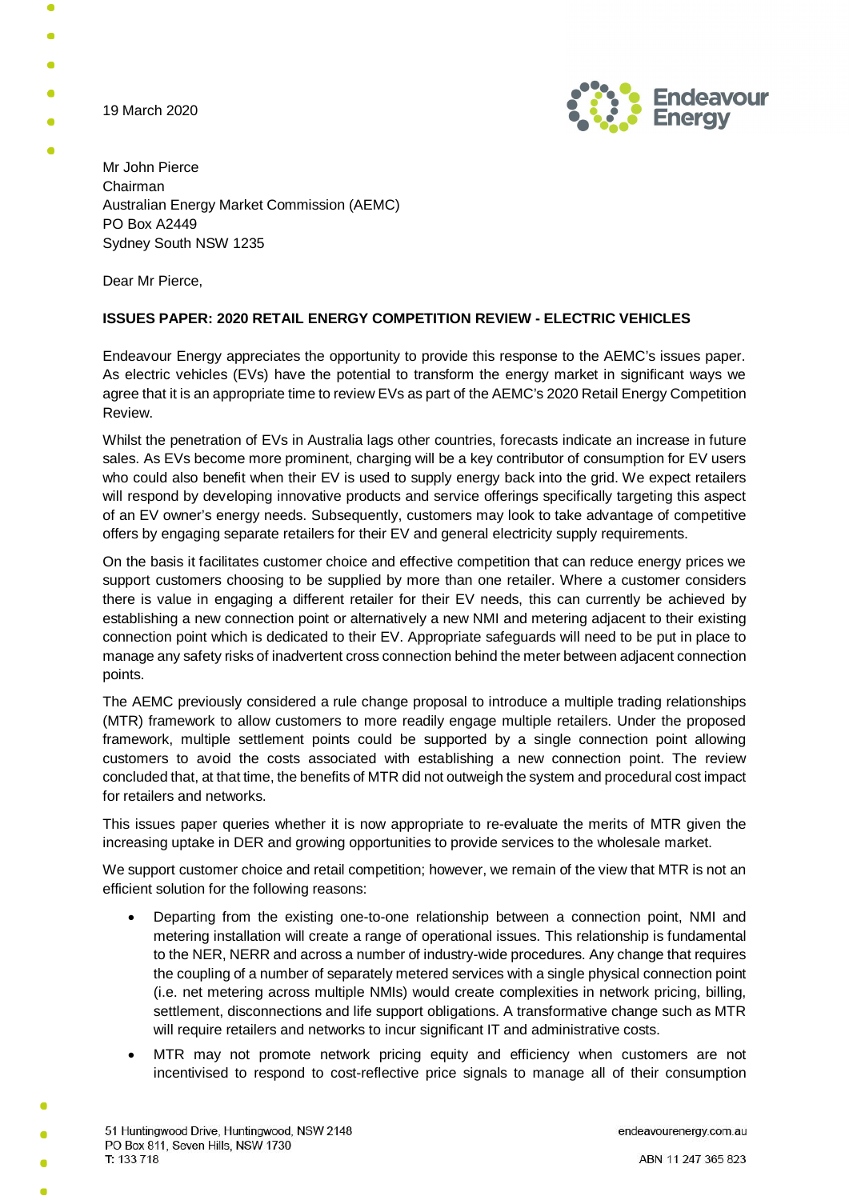19 March 2020

Mr John Pierce
Chairman
Australian Energy Market Commission (AEMC)
PO Box A2449
Sydney South NSW 1235

Dear Mr Pierce,

**ISSUES PAPER: 2020 RETAIL ENERGY COMPETITION REVIEW - ELECTRIC VEHICLES**

Endeavour Energy appreciates the opportunity to provide this response to the AEMC's issues paper. As electric vehicles (EVs) have the potential to transform the energy market in significant ways we agree that it is an appropriate time to review EVs as part of the AEMC's 2020 Retail Energy Competition Review.

Whilst the penetration of EVs in Australia lags other countries, forecasts indicate an increase in future sales. As EVs become more prominent, charging will be a key contributor of consumption for EV users who could also benefit when their EV is used to supply energy back into the grid. We expect retailers will respond by developing innovative products and service offerings specifically targeting this aspect of an EV owner's energy needs. Subsequently, customers may look to take advantage of competitive offers by engaging separate retailers for their EV and general electricity supply requirements.

On the basis it facilitates customer choice and effective competition that can reduce energy prices we support customers choosing to be supplied by more than one retailer. Where a customer considers there is value in engaging a different retailer for their EV needs, this can currently be achieved by establishing a new connection point or alternatively a new NMI and metering adjacent to their existing connection point which is dedicated to their EV. Appropriate safeguards will need to be put in place to manage any safety risks of inadvertent cross connection behind the meter between adjacent connection points.

The AEMC previously considered a rule change proposal to introduce a multiple trading relationships (MTR) framework to allow customers to more readily engage multiple retailers. Under the proposed framework, multiple settlement points could be supported by a single connection point allowing customers to avoid the costs associated with establishing a new connection point. The review concluded that, at that time, the benefits of MTR did not outweigh the system and procedural cost impact for retailers and networks.

This issues paper queries whether it is now appropriate to re-evaluate the merits of MTR given the increasing uptake in DER and growing opportunities to provide services to the wholesale market.

We support customer choice and retail competition; however, we remain of the view that MTR is not an efficient solution for the following reasons:

- Departing from the existing one-to-one relationship between a connection point, NMI and metering installation will create a range of operational issues. This relationship is fundamental to the NER, NERR and across a number of industry-wide procedures. Any change that requires the coupling of a number of separately metered services with a single physical connection point (i.e. net metering across multiple NMIs) would create complexities in network pricing, billing, settlement, disconnections and life support obligations. A transformative change such as MTR will require retailers and networks to incur significant IT and administrative costs.
- MTR may not promote network pricing equity and efficiency when customers are not incentivised to respond to cost-reflective price signals to manage all of their consumption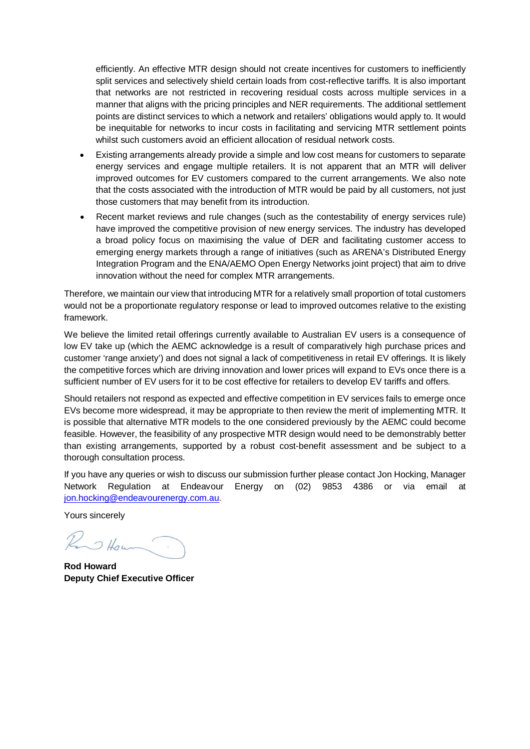efficiently. An effective MTR design should not create incentives for customers to inefficiently split services and selectively shield certain loads from cost-reflective tariffs. It is also important that networks are not restricted in recovering residual costs across multiple services in a manner that aligns with the pricing principles and NER requirements. The additional settlement points are distinct services to which a network and retailers' obligations would apply to. It would be inequitable for networks to incur costs in facilitating and servicing MTR settlement points whilst such customers avoid an efficient allocation of residual network costs.

- Existing arrangements already provide a simple and low cost means for customers to separate energy services and engage multiple retailers. It is not apparent that an MTR will deliver improved outcomes for EV customers compared to the current arrangements. We also note that the costs associated with the introduction of MTR would be paid by all customers, not just those customers that may benefit from its introduction.
- Recent market reviews and rule changes (such as the contestability of energy services rule) have improved the competitive provision of new energy services. The industry has developed a broad policy focus on maximising the value of DER and facilitating customer access to emerging energy markets through a range of initiatives (such as ARENA's Distributed Energy Integration Program and the ENA/AEMO Open Energy Networks joint project) that aim to drive innovation without the need for complex MTR arrangements.

Therefore, we maintain our view that introducing MTR for a relatively small proportion of total customers would not be a proportionate regulatory response or lead to improved outcomes relative to the existing framework.

We believe the limited retail offerings currently available to Australian EV users is a consequence of low EV take up (which the AEMC acknowledge is a result of comparatively high purchase prices and customer 'range anxiety') and does not signal a lack of competitiveness in retail EV offerings. It is likely the competitive forces which are driving innovation and lower prices will expand to EVs once there is a sufficient number of EV users for it to be cost effective for retailers to develop EV tariffs and offers.

Should retailers not respond as expected and effective competition in EV services fails to emerge once EVs become more widespread, it may be appropriate to then review the merit of implementing MTR. It is possible that alternative MTR models to the one considered previously by the AEMC could become feasible. However, the feasibility of any prospective MTR design would need to be demonstrably better than existing arrangements, supported by a robust cost-benefit assessment and be subject to a thorough consultation process.

If you have any queries or wish to discuss our submission further please contact Jon Hocking, Manager Network Regulation at Endeavour Energy on (02) 9853 4386 or via email at jon.hocking@endeavourenergy.com.au.

Yours sincerely

**Rod Howard**
**Deputy Chief Executive Officer**